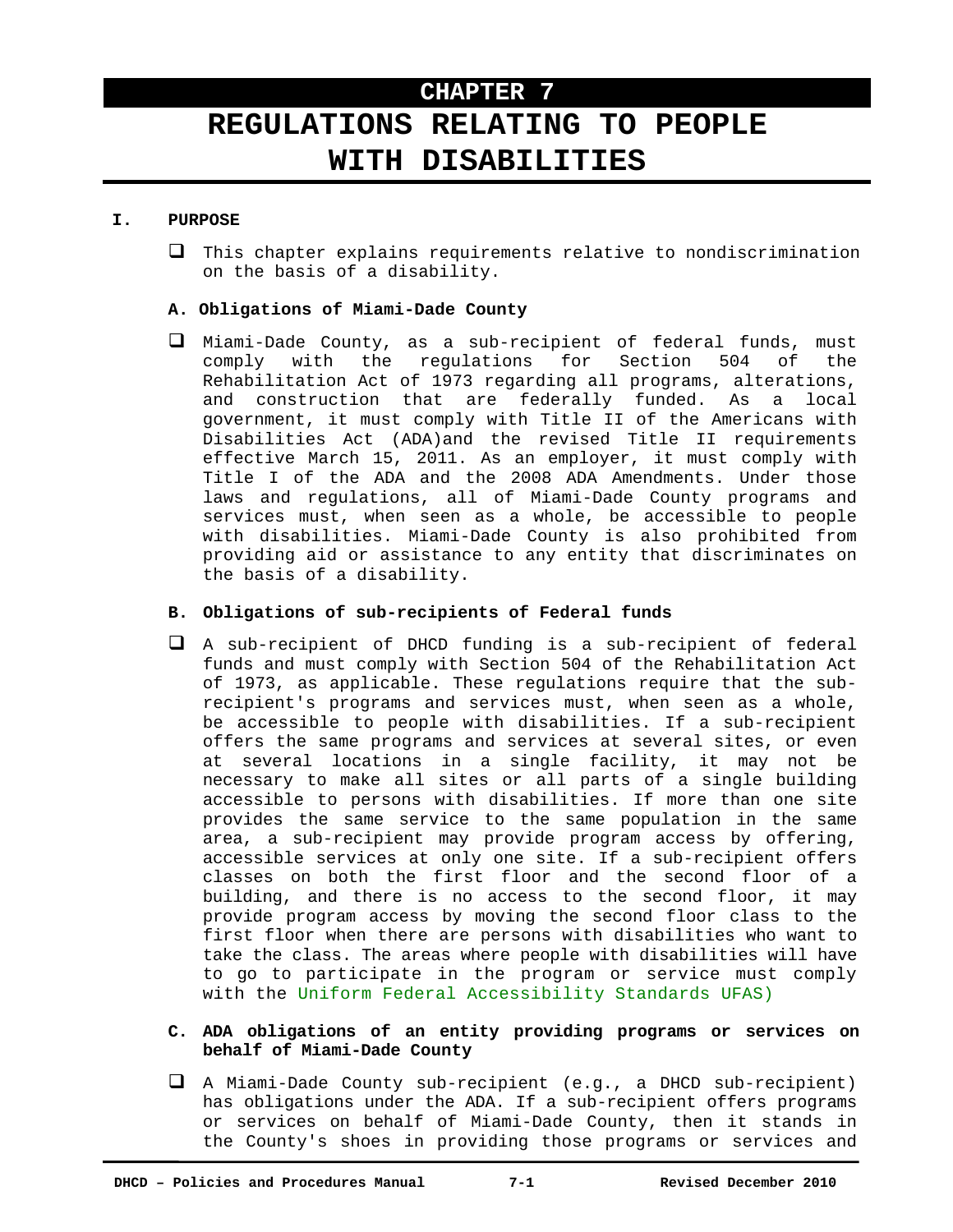# CHAPTER 7

# REGULATIONS RELATING TO PEOPLE WITH DISABILITIES

## I. PURPOSE

- This chapter explains requirements relative to nondiscrimination on the basis of a disability.

### A. Obligations of Miami-Dade County

- Miami-Dade County, as a sub-recipient of federal funds, must comply with the regulations for Section 504 of the Rehabilitation Act of 1973 regarding all programs, alterations, and construction that are federally funded. As a local government, it must comply with Title II of the Americans with Disabilities Act (ADA)and the revised Title II requirements effective March 15, 2011. As an employer, it must comply with Title I of the ADA and the 2008 ADA Amendments. Under those laws and regulations, all of Miami-Dade County programs and services must, when seen as a whole, be accessible to people with disabilities. Miami-Dade County is also prohibited from providing aid or assistance to any entity that discriminates on the basis of a disability.

### B. Obligations of sub-recipients of Federal funds

- A sub-recipient of DHCD funding is a sub-recipient of federal funds and must comply with Section 504 of the Rehabilitation Act of 1973, as applicable. These regulations require that the sub-recipient's programs and services must, when seen as a whole, be accessible to people with disabilities. If a sub-recipient offers the same programs and services at several sites, or even at several locations in a single facility, it may not be necessary to make all sites or all parts of a single building accessible to persons with disabilities. If more than one site provides the same service to the same population in the same area, a sub-recipient may provide program access by offering, accessible services at only one site. If a sub-recipient offers classes on both the first floor and the second floor of a building, and there is no access to the second floor, it may provide program access by moving the second floor class to the first floor when there are persons with disabilities who want to take the class. The areas where people with disabilities will have to go to participate in the program or service must comply with the Uniform Federal Accessibility Standards UFAS)

### C. ADA obligations of an entity providing programs or services on behalf of Miami-Dade County

- A Miami-Dade County sub-recipient (e.g., a DHCD sub-recipient) has obligations under the ADA. If a sub-recipient offers programs or services on behalf of Miami-Dade County, then it stands in the County's shoes in providing those programs or services and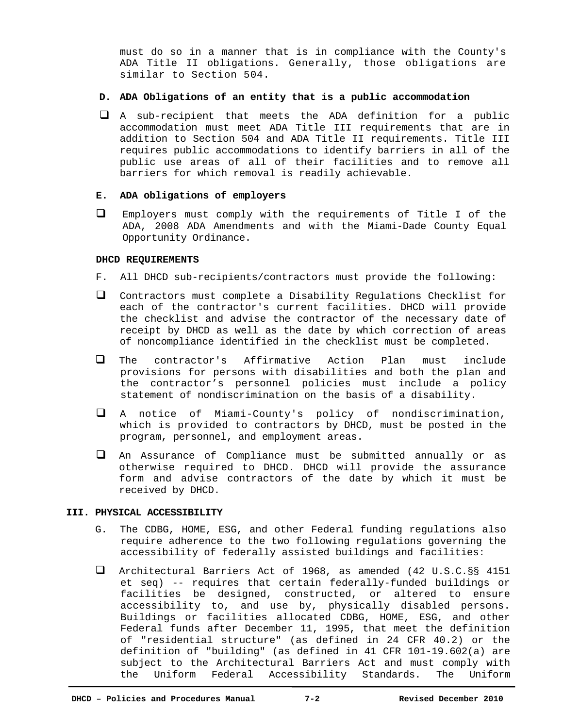must do so in a manner that is in compliance with the County's ADA Title II obligations. Generally, those obligations are similar to Section 504.

**D. ADA Obligations of an entity that is a public accommodation**

- A sub-recipient that meets the ADA definition for a public accommodation must meet ADA Title III requirements that are in addition to Section 504 and ADA Title II requirements. Title III requires public accommodations to identify barriers in all of the public use areas of all of their facilities and to remove all barriers for which removal is readily achievable.

**E. ADA obligations of employers**

- Employers must comply with the requirements of Title I of the ADA, 2008 ADA Amendments and with the Miami-Dade County Equal Opportunity Ordinance.

**DHCD REQUIREMENTS**

F. All DHCD sub-recipients/contractors must provide the following:

- Contractors must complete a Disability Regulations Checklist for each of the contractor's current facilities. DHCD will provide the checklist and advise the contractor of the necessary date of receipt by DHCD as well as the date by which correction of areas of noncompliance identified in the checklist must be completed.
- The contractor's Affirmative Action Plan must include provisions for persons with disabilities and both the plan and the contractor's personnel policies must include a policy statement of nondiscrimination on the basis of a disability.
- A notice of Miami-County's policy of nondiscrimination, which is provided to contractors by DHCD, must be posted in the program, personnel, and employment areas.
- An Assurance of Compliance must be submitted annually or as otherwise required to DHCD. DHCD will provide the assurance form and advise contractors of the date by which it must be received by DHCD.

## III. PHYSICAL ACCESSIBILITY

G. The CDBG, HOME, ESG, and other Federal funding regulations also require adherence to the two following regulations governing the accessibility of federally assisted buildings and facilities:

- Architectural Barriers Act of 1968, as amended (42 U.S.C.§§ 4151 et seq) -- requires that certain federally-funded buildings or facilities be designed, constructed, or altered to ensure accessibility to, and use by, physically disabled persons. Buildings or facilities allocated CDBG, HOME, ESG, and other Federal funds after December 11, 1995, that meet the definition of "residential structure" (as defined in 24 CFR 40.2) or the definition of "building" (as defined in 41 CFR 101-19.602(a) are subject to the Architectural Barriers Act and must comply with the Uniform Federal Accessibility Standards. The Uniform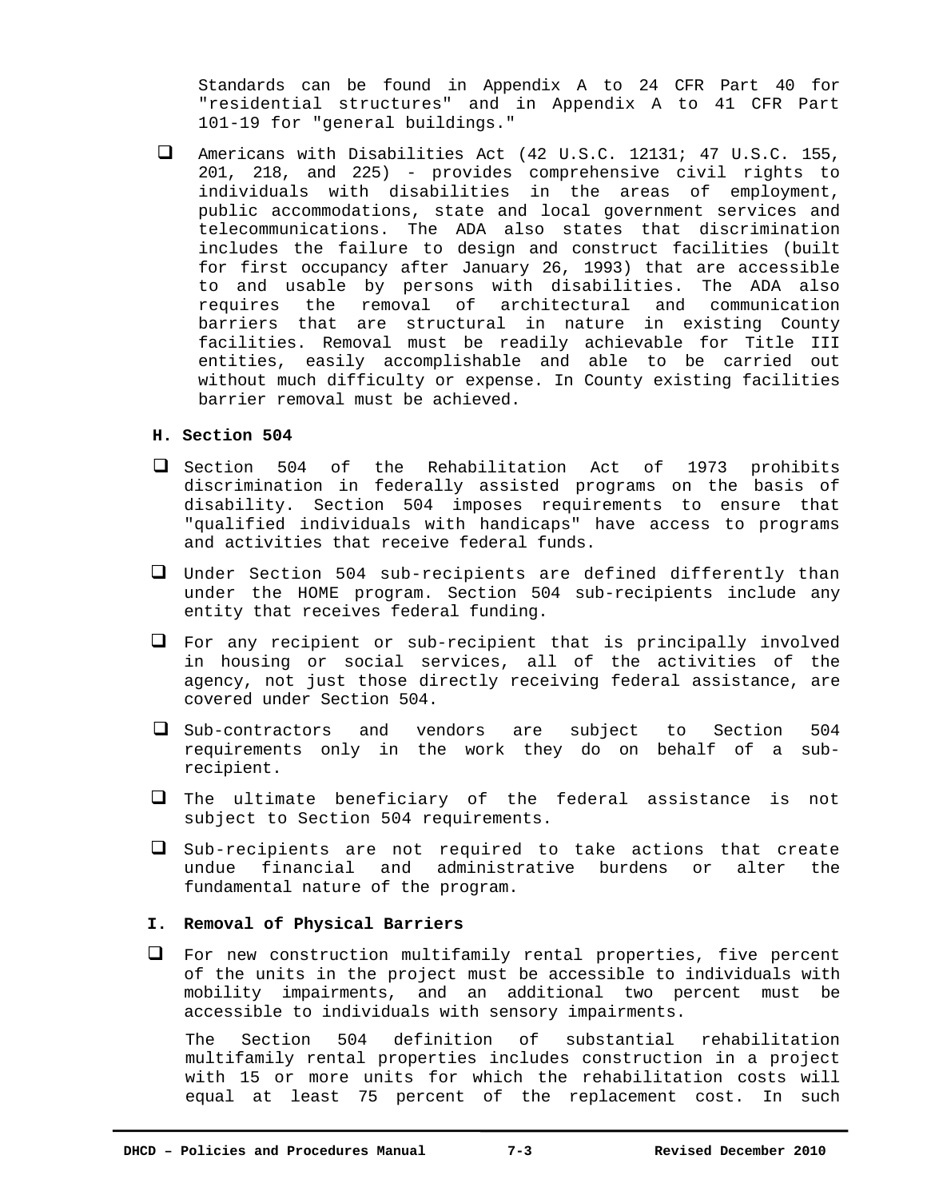Standards can be found in Appendix A to 24 CFR Part 40 for "residential structures" and in Appendix A to 41 CFR Part 101-19 for "general buildings."

- Americans with Disabilities Act (42 U.S.C. 12131; 47 U.S.C. 155, 201, 218, and 225) - provides comprehensive civil rights to individuals with disabilities in the areas of employment, public accommodations, state and local government services and telecommunications. The ADA also states that discrimination includes the failure to design and construct facilities (built for first occupancy after January 26, 1993) that are accessible to and usable by persons with disabilities. The ADA also requires the removal of architectural and communication barriers that are structural in nature in existing County facilities. Removal must be readily achievable for Title III entities, easily accomplishable and able to be carried out without much difficulty or expense. In County existing facilities barrier removal must be achieved.

### H. Section 504

- Section 504 of the Rehabilitation Act of 1973 prohibits discrimination in federally assisted programs on the basis of disability. Section 504 imposes requirements to ensure that "qualified individuals with handicaps" have access to programs and activities that receive federal funds.
- Under Section 504 sub-recipients are defined differently than under the HOME program. Section 504 sub-recipients include any entity that receives federal funding.
- For any recipient or sub-recipient that is principally involved in housing or social services, all of the activities of the agency, not just those directly receiving federal assistance, are covered under Section 504.
- Sub-contractors and vendors are subject to Section 504 requirements only in the work they do on behalf of a sub-recipient.
- The ultimate beneficiary of the federal assistance is not subject to Section 504 requirements.
- Sub-recipients are not required to take actions that create undue financial and administrative burdens or alter the fundamental nature of the program.

### I. Removal of Physical Barriers

- For new construction multifamily rental properties, five percent of the units in the project must be accessible to individuals with mobility impairments, and an additional two percent must be accessible to individuals with sensory impairments.

  The Section 504 definition of substantial rehabilitation multifamily rental properties includes construction in a project with 15 or more units for which the rehabilitation costs will equal at least 75 percent of the replacement cost. In such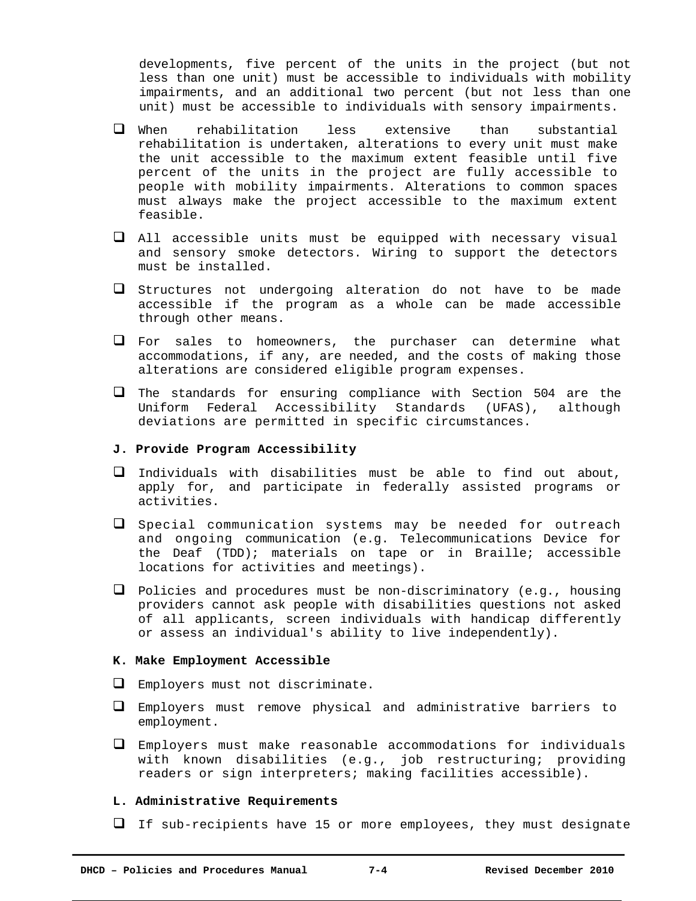developments, five percent of the units in the project (but not less than one unit) must be accessible to individuals with mobility impairments, and an additional two percent (but not less than one unit) must be accessible to individuals with sensory impairments.

- ❑ When rehabilitation less extensive than substantial rehabilitation is undertaken, alterations to every unit must make the unit accessible to the maximum extent feasible until five percent of the units in the project are fully accessible to people with mobility impairments. Alterations to common spaces must always make the project accessible to the maximum extent feasible.
- ❑ All accessible units must be equipped with necessary visual and sensory smoke detectors. Wiring to support the detectors must be installed.
- ❑ Structures not undergoing alteration do not have to be made accessible if the program as a whole can be made accessible through other means.
- ❑ For sales to homeowners, the purchaser can determine what accommodations, if any, are needed, and the costs of making those alterations are considered eligible program expenses.
- ❑ The standards for ensuring compliance with Section 504 are the Uniform Federal Accessibility Standards (UFAS), although deviations are permitted in specific circumstances.

**J. Provide Program Accessibility**

- ❑ Individuals with disabilities must be able to find out about, apply for, and participate in federally assisted programs or activities.
- ❑ Special communication systems may be needed for outreach and ongoing communication (e.g. Telecommunications Device for the Deaf (TDD); materials on tape or in Braille; accessible locations for activities and meetings).
- ❑ Policies and procedures must be non-discriminatory (e.g., housing providers cannot ask people with disabilities questions not asked of all applicants, screen individuals with handicap differently or assess an individual's ability to live independently).

**K. Make Employment Accessible**

- ❑ Employers must not discriminate.
- ❑ Employers must remove physical and administrative barriers to employment.
- ❑ Employers must make reasonable accommodations for individuals with known disabilities (e.g., job restructuring; providing readers or sign interpreters; making facilities accessible).

**L. Administrative Requirements**

- ❑ If sub-recipients have 15 or more employees, they must designate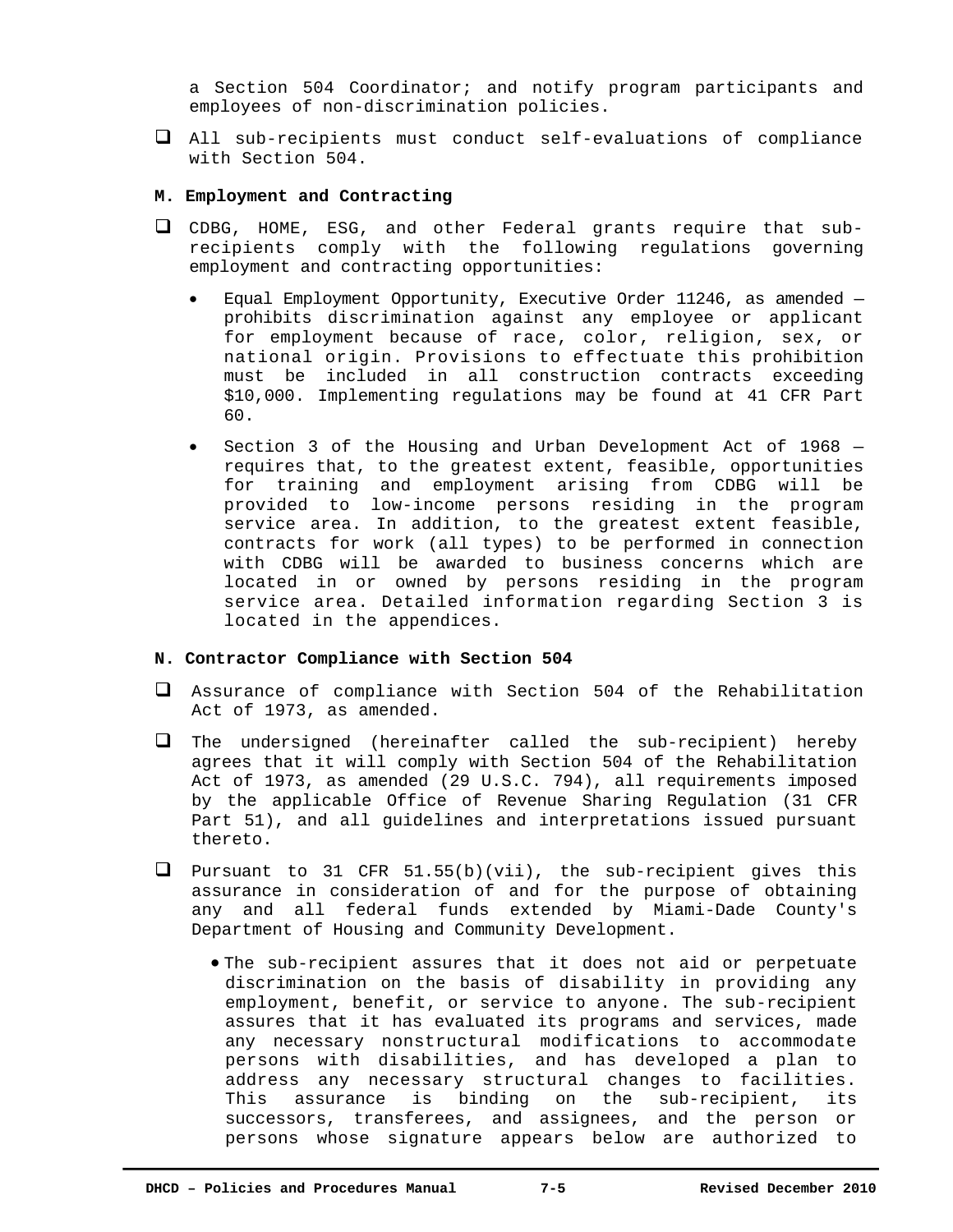a Section 504 Coordinator; and notify program participants and employees of non-discrimination policies.

- All sub-recipients must conduct self-evaluations of compliance with Section 504.

**M. Employment and Contracting**

- CDBG, HOME, ESG, and other Federal grants require that sub-recipients comply with the following regulations governing employment and contracting opportunities:
  - Equal Employment Opportunity, Executive Order 11246, as amended — prohibits discrimination against any employee or applicant for employment because of race, color, religion, sex, or national origin. Provisions to effectuate this prohibition must be included in all construction contracts exceeding $10,000. Implementing regulations may be found at 41 CFR Part 60.
  - Section 3 of the Housing and Urban Development Act of 1968 — requires that, to the greatest extent, feasible, opportunities for training and employment arising from CDBG will be provided to low-income persons residing in the program service area. In addition, to the greatest extent feasible, contracts for work (all types) to be performed in connection with CDBG will be awarded to business concerns which are located in or owned by persons residing in the program service area. Detailed information regarding Section 3 is located in the appendices.

**N. Contractor Compliance with Section 504**

- Assurance of compliance with Section 504 of the Rehabilitation Act of 1973, as amended.
- The undersigned (hereinafter called the sub-recipient) hereby agrees that it will comply with Section 504 of the Rehabilitation Act of 1973, as amended (29 U.S.C. 794), all requirements imposed by the applicable Office of Revenue Sharing Regulation (31 CFR Part 51), and all guidelines and interpretations issued pursuant thereto.
- Pursuant to 31 CFR 51.55(b)(vii), the sub-recipient gives this assurance in consideration of and for the purpose of obtaining any and all federal funds extended by Miami-Dade County's Department of Housing and Community Development.
  - The sub-recipient assures that it does not aid or perpetuate discrimination on the basis of disability in providing any employment, benefit, or service to anyone. The sub-recipient assures that it has evaluated its programs and services, made any necessary nonstructural modifications to accommodate persons with disabilities, and has developed a plan to address any necessary structural changes to facilities. This assurance is binding on the sub-recipient, its successors, transferees, and assignees, and the person or persons whose signature appears below are authorized to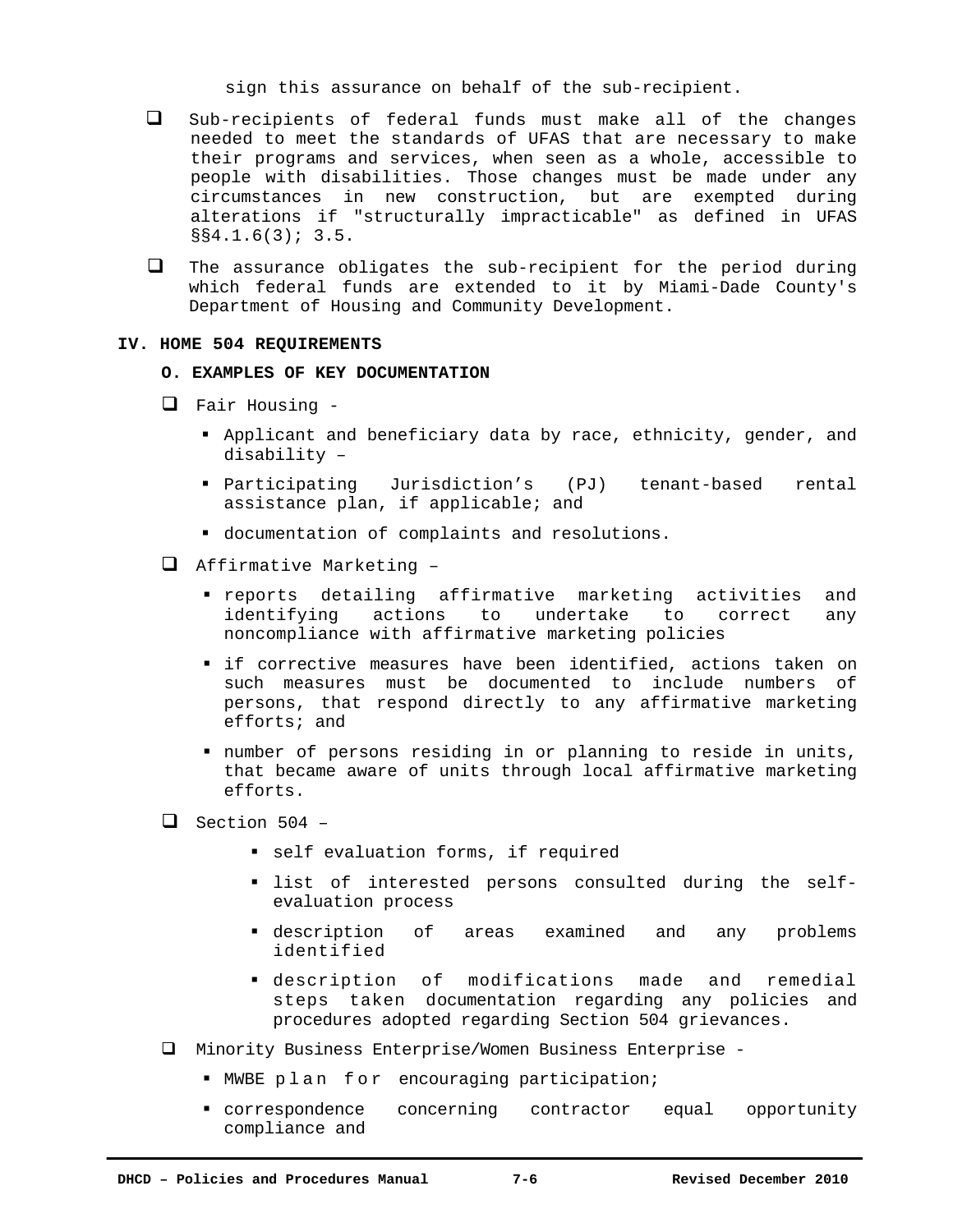sign this assurance on behalf of the sub-recipient.

- Sub-recipients of federal funds must make all of the changes needed to meet the standards of UFAS that are necessary to make their programs and services, when seen as a whole, accessible to people with disabilities. Those changes must be made under any circumstances in new construction, but are exempted during alterations if "structurally impracticable" as defined in UFAS §§4.1.6(3); 3.5.
- The assurance obligates the sub-recipient for the period during which federal funds are extended to it by Miami-Dade County's Department of Housing and Community Development.

## IV. HOME 504 REQUIREMENTS

### O. EXAMPLES OF KEY DOCUMENTATION

- Fair Housing -
  - Applicant and beneficiary data by race, ethnicity, gender, and disability –
  - Participating Jurisdiction’s (PJ) tenant-based rental assistance plan, if applicable; and
  - documentation of complaints and resolutions.
- Affirmative Marketing –
  - reports detailing affirmative marketing activities and identifying actions to undertake to correct any noncompliance with affirmative marketing policies
  - if corrective measures have been identified, actions taken on such measures must be documented to include numbers of persons, that respond directly to any affirmative marketing efforts; and
  - number of persons residing in or planning to reside in units, that became aware of units through local affirmative marketing efforts.
- Section 504 –
  - self evaluation forms, if required
  - list of interested persons consulted during the self-evaluation process
  - description of areas examined and any problems identified
  - description of modifications made and remedial steps taken documentation regarding any policies and procedures adopted regarding Section 504 grievances.
- Minority Business Enterprise/Women Business Enterprise -
  - MWBE plan for encouraging participation;
  - correspondence concerning contractor equal opportunity compliance and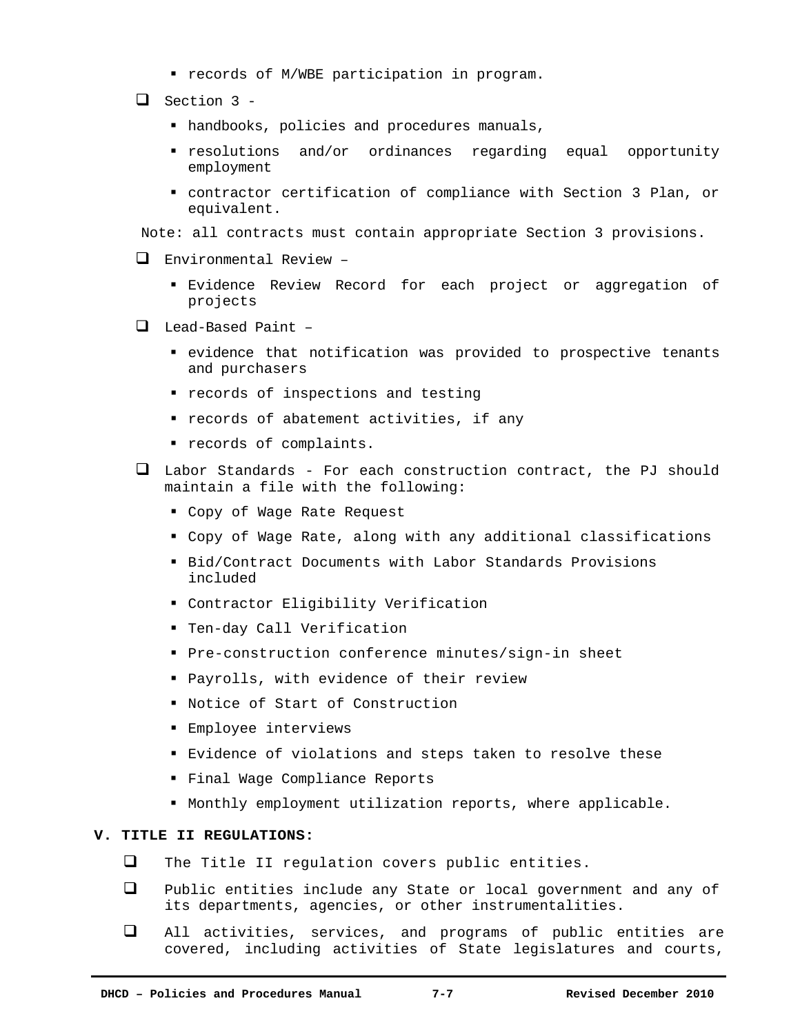- records of M/WBE participation in program.

- Section 3 -
  - handbooks, policies and procedures manuals,
  - resolutions and/or ordinances regarding equal opportunity employment
  - contractor certification of compliance with Section 3 Plan, or equivalent.

Note: all contracts must contain appropriate Section 3 provisions.

- Environmental Review –
  - Evidence Review Record for each project or aggregation of projects

- Lead-Based Paint –
  - evidence that notification was provided to prospective tenants and purchasers
  - records of inspections and testing
  - records of abatement activities, if any
  - records of complaints.

- Labor Standards - For each construction contract, the PJ should maintain a file with the following:
  - Copy of Wage Rate Request
  - Copy of Wage Rate, along with any additional classifications
  - Bid/Contract Documents with Labor Standards Provisions included
  - Contractor Eligibility Verification
  - Ten-day Call Verification
  - Pre-construction conference minutes/sign-in sheet
  - Payrolls, with evidence of their review
  - Notice of Start of Construction
  - Employee interviews
  - Evidence of violations and steps taken to resolve these
  - Final Wage Compliance Reports
  - Monthly employment utilization reports, where applicable.

## V. TITLE II REGULATIONS:

- The Title II regulation covers public entities.
- Public entities include any State or local government and any of its departments, agencies, or other instrumentalities.
- All activities, services, and programs of public entities are covered, including activities of State legislatures and courts,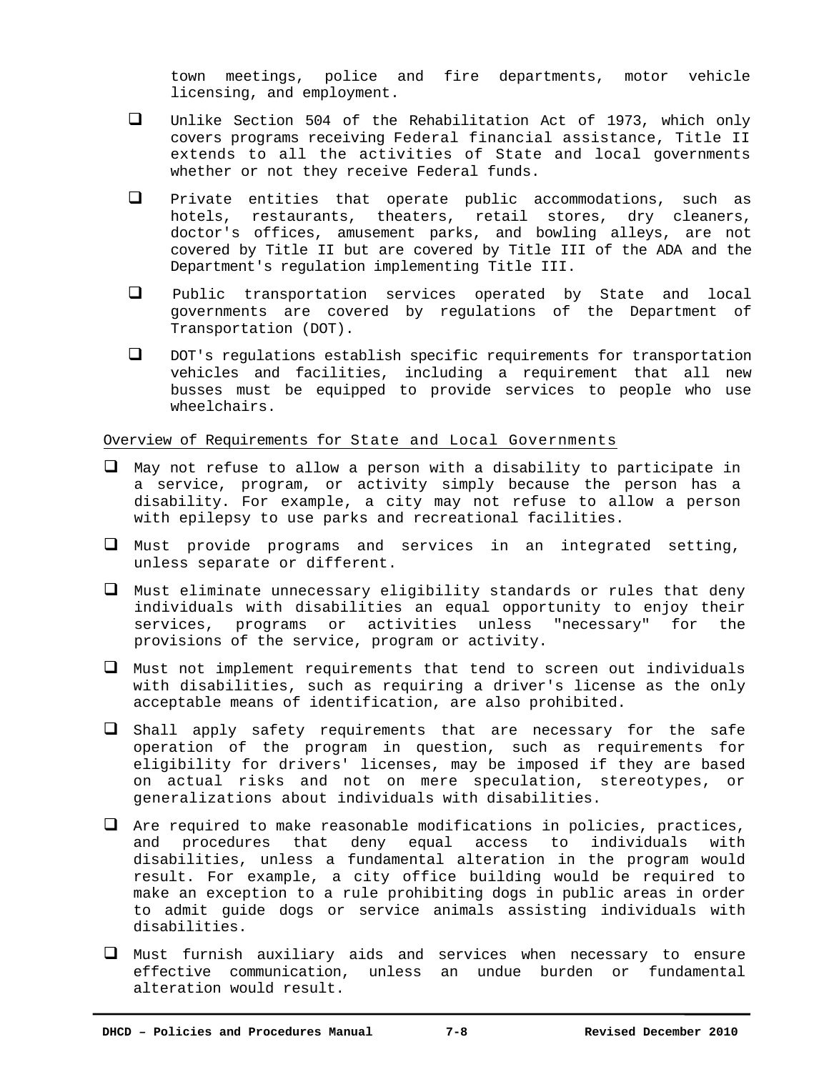town meetings, police and fire departments, motor vehicle licensing, and employment.

- Unlike Section 504 of the Rehabilitation Act of 1973, which only covers programs receiving Federal financial assistance, Title II extends to all the activities of State and local governments whether or not they receive Federal funds.
- Private entities that operate public accommodations, such as hotels, restaurants, theaters, retail stores, dry cleaners, doctor's offices, amusement parks, and bowling alleys, are not covered by Title II but are covered by Title III of the ADA and the Department's regulation implementing Title III.
- Public transportation services operated by State and local governments are covered by regulations of the Department of Transportation (DOT).
- DOT's regulations establish specific requirements for transportation vehicles and facilities, including a requirement that all new busses must be equipped to provide services to people who use wheelchairs.

Overview of Requirements for State and Local Governments

- May not refuse to allow a person with a disability to participate in a service, program, or activity simply because the person has a disability. For example, a city may not refuse to allow a person with epilepsy to use parks and recreational facilities.
- Must provide programs and services in an integrated setting, unless separate or different.
- Must eliminate unnecessary eligibility standards or rules that deny individuals with disabilities an equal opportunity to enjoy their services, programs or activities unless "necessary" for the provisions of the service, program or activity.
- Must not implement requirements that tend to screen out individuals with disabilities, such as requiring a driver's license as the only acceptable means of identification, are also prohibited.
- Shall apply safety requirements that are necessary for the safe operation of the program in question, such as requirements for eligibility for drivers' licenses, may be imposed if they are based on actual risks and not on mere speculation, stereotypes, or generalizations about individuals with disabilities.
- Are required to make reasonable modifications in policies, practices, and procedures that deny equal access to individuals with disabilities, unless a fundamental alteration in the program would result. For example, a city office building would be required to make an exception to a rule prohibiting dogs in public areas in order to admit guide dogs or service animals assisting individuals with disabilities.
- Must furnish auxiliary aids and services when necessary to ensure effective communication, unless an undue burden or fundamental alteration would result.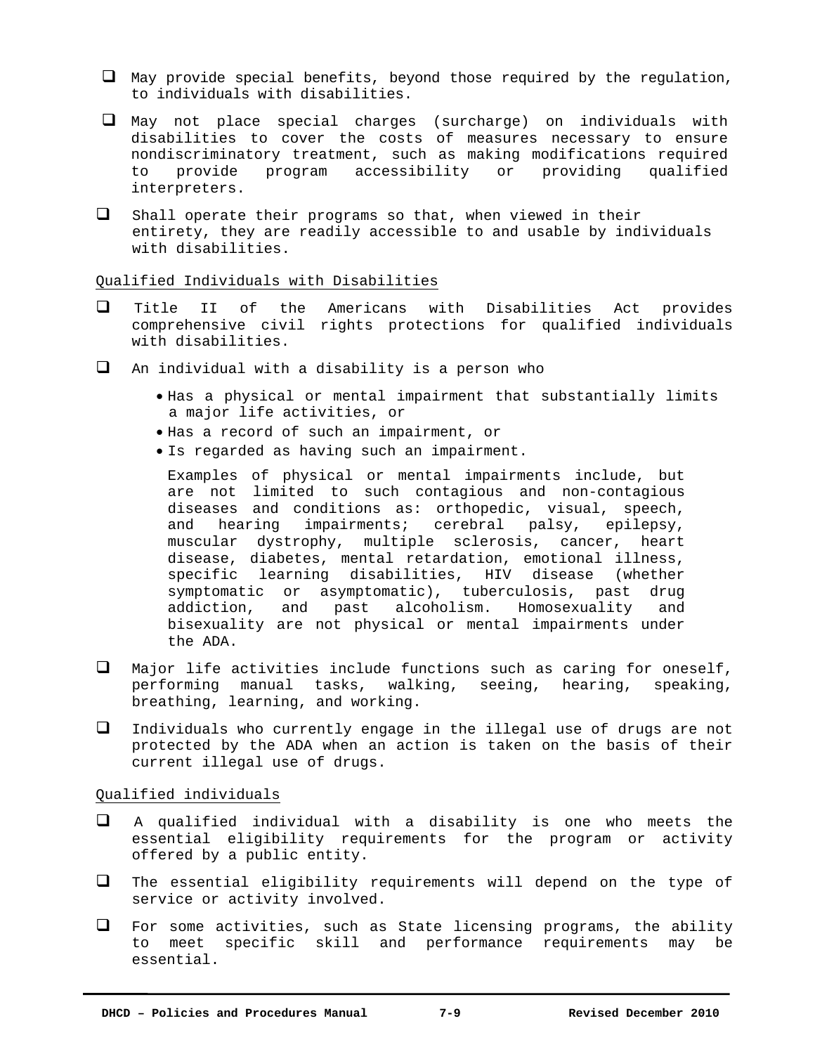- May provide special benefits, beyond those required by the regulation, to individuals with disabilities.
- May not place special charges (surcharge) on individuals with disabilities to cover the costs of measures necessary to ensure nondiscriminatory treatment, such as making modifications required to provide program accessibility or providing qualified interpreters.
- Shall operate their programs so that, when viewed in their entirety, they are readily accessible to and usable by individuals with disabilities.

<u>Qualified Individuals with Disabilities</u>

- Title II of the Americans with Disabilities Act provides comprehensive civil rights protections for qualified individuals with disabilities.
- An individual with a disability is a person who
  - Has a physical or mental impairment that substantially limits a major life activities, or
  - Has a record of such an impairment, or
  - Is regarded as having such an impairment.

  Examples of physical or mental impairments include, but are not limited to such contagious and non-contagious diseases and conditions as: orthopedic, visual, speech, and hearing impairments; cerebral palsy, epilepsy, muscular dystrophy, multiple sclerosis, cancer, heart disease, diabetes, mental retardation, emotional illness, specific learning disabilities, HIV disease (whether symptomatic or asymptomatic), tuberculosis, past drug addiction, and past alcoholism. Homosexuality and bisexuality are not physical or mental impairments under the ADA.
- Major life activities include functions such as caring for oneself, performing manual tasks, walking, seeing, hearing, speaking, breathing, learning, and working.
- Individuals who currently engage in the illegal use of drugs are not protected by the ADA when an action is taken on the basis of their current illegal use of drugs.

<u>Qualified individuals</u>

- A qualified individual with a disability is one who meets the essential eligibility requirements for the program or activity offered by a public entity.
- The essential eligibility requirements will depend on the type of service or activity involved.
- For some activities, such as State licensing programs, the ability to meet specific skill and performance requirements may be essential.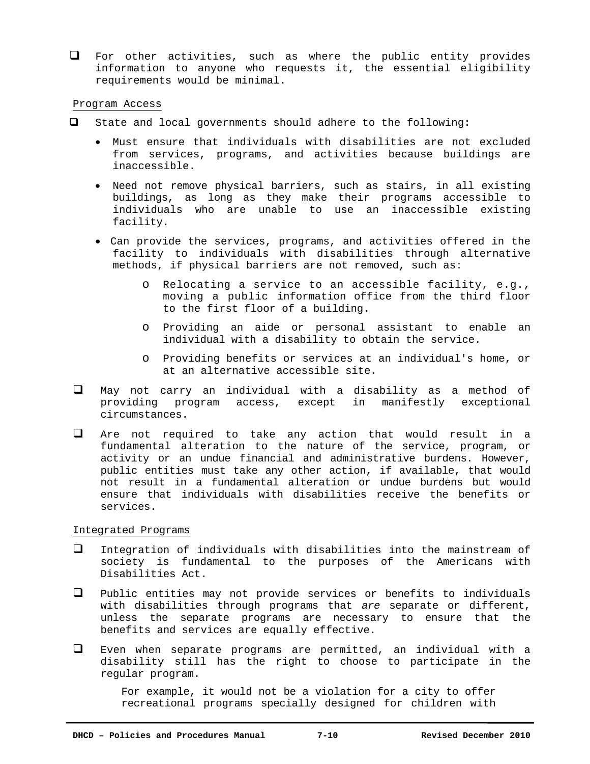- For other activities, such as where the public entity provides information to anyone who requests it, the essential eligibility requirements would be minimal.

Program Access

- State and local governments should adhere to the following:
  - Must ensure that individuals with disabilities are not excluded from services, programs, and activities because buildings are inaccessible.
  - Need not remove physical barriers, such as stairs, in all existing buildings, as long as they make their programs accessible to individuals who are unable to use an inaccessible existing facility.
  - Can provide the services, programs, and activities offered in the facility to individuals with disabilities through alternative methods, if physical barriers are not removed, such as:
    - Relocating a service to an accessible facility, e.g., moving a public information office from the third floor to the first floor of a building.
    - Providing an aide or personal assistant to enable an individual with a disability to obtain the service.
    - Providing benefits or services at an individual's home, or at an alternative accessible site.
- May not carry an individual with a disability as a method of providing program access, except in manifestly exceptional circumstances.
- Are not required to take any action that would result in a fundamental alteration to the nature of the service, program, or activity or an undue financial and administrative burdens. However, public entities must take any other action, if available, that would not result in a fundamental alteration or undue burdens but would ensure that individuals with disabilities receive the benefits or services.

Integrated Programs

- Integration of individuals with disabilities into the mainstream of society is fundamental to the purposes of the Americans with Disabilities Act.
- Public entities may not provide services or benefits to individuals with disabilities through programs that *are* separate or different, unless the separate programs are necessary to ensure that the benefits and services are equally effective.
- Even when separate programs are permitted, an individual with a disability still has the right to choose to participate in the regular program.

  For example, it would not be a violation for a city to offer recreational programs specially designed for children with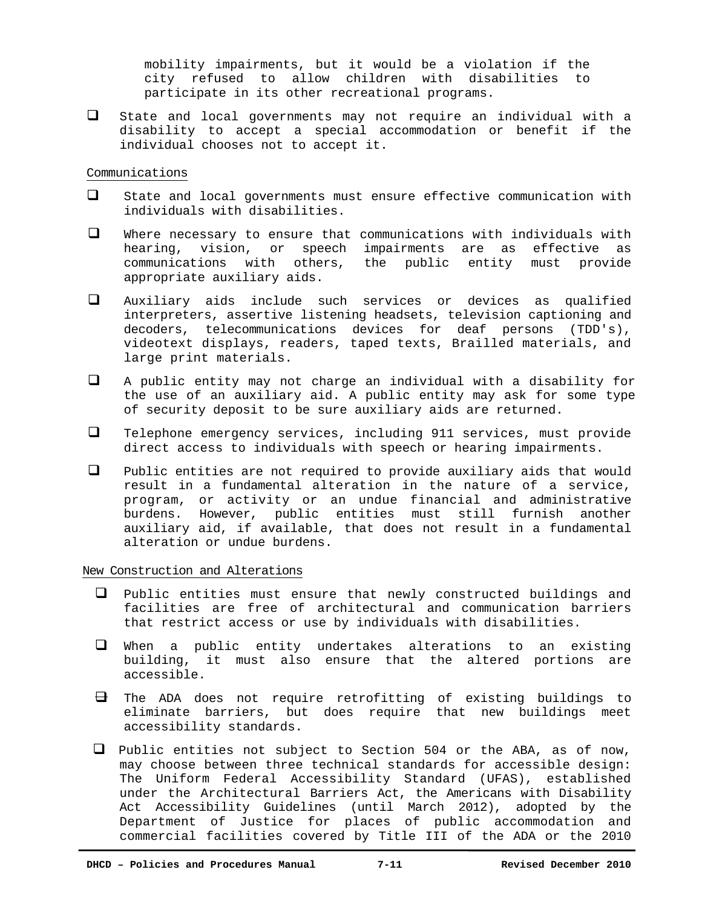mobility impairments, but it would be a violation if the city refused to allow children with disabilities to participate in its other recreational programs.

- State and local governments may not require an individual with a disability to accept a special accommodation or benefit if the individual chooses not to accept it.

Communications

- State and local governments must ensure effective communication with individuals with disabilities.
- Where necessary to ensure that communications with individuals with hearing, vision, or speech impairments are as effective as communications with others, the public entity must provide appropriate auxiliary aids.
- Auxiliary aids include such services or devices as qualified interpreters, assertive listening headsets, television captioning and decoders, telecommunications devices for deaf persons (TDD's), videotext displays, readers, taped texts, Brailled materials, and large print materials.
- A public entity may not charge an individual with a disability for the use of an auxiliary aid. A public entity may ask for some type of security deposit to be sure auxiliary aids are returned.
- Telephone emergency services, including 911 services, must provide direct access to individuals with speech or hearing impairments.
- Public entities are not required to provide auxiliary aids that would result in a fundamental alteration in the nature of a service, program, or activity or an undue financial and administrative burdens. However, public entities must still furnish another auxiliary aid, if available, that does not result in a fundamental alteration or undue burdens.

New Construction and Alterations

- Public entities must ensure that newly constructed buildings and facilities are free of architectural and communication barriers that restrict access or use by individuals with disabilities.
- When a public entity undertakes alterations to an existing building, it must also ensure that the altered portions are accessible.
- The ADA does not require retrofitting of existing buildings to eliminate barriers, but does require that new buildings meet accessibility standards.
- Public entities not subject to Section 504 or the ABA, as of now, may choose between three technical standards for accessible design: The Uniform Federal Accessibility Standard (UFAS), established under the Architectural Barriers Act, the Americans with Disability Act Accessibility Guidelines (until March 2012), adopted by the Department of Justice for places of public accommodation and commercial facilities covered by Title III of the ADA or the 2010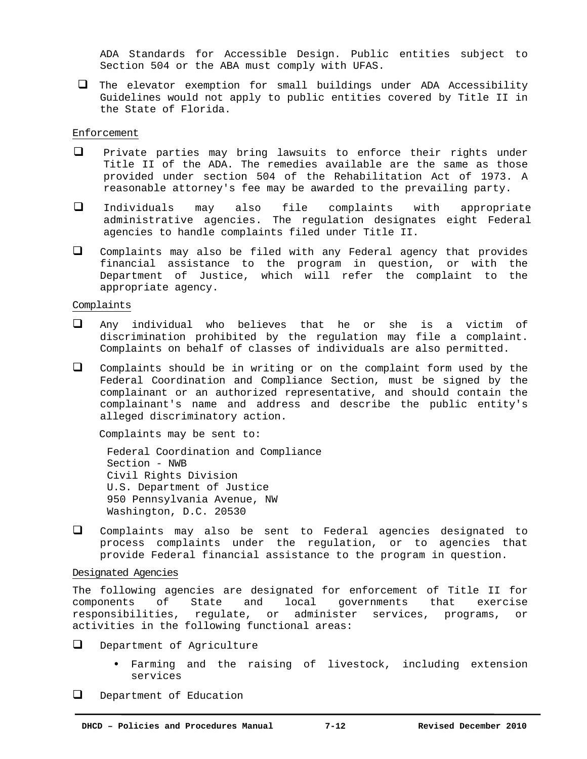ADA Standards for Accessible Design. Public entities subject to Section 504 or the ABA must comply with UFAS.

- The elevator exemption for small buildings under ADA Accessibility Guidelines would not apply to public entities covered by Title II in the State of Florida.

Enforcement

- Private parties may bring lawsuits to enforce their rights under Title II of the ADA. The remedies available are the same as those provided under section 504 of the Rehabilitation Act of 1973. A reasonable attorney's fee may be awarded to the prevailing party.
- Individuals may also file complaints with appropriate administrative agencies. The regulation designates eight Federal agencies to handle complaints filed under Title II.
- Complaints may also be filed with any Federal agency that provides financial assistance to the program in question, or with the Department of Justice, which will refer the complaint to the appropriate agency.

Complaints

- Any individual who believes that he or she is a victim of discrimination prohibited by the regulation may file a complaint. Complaints on behalf of classes of individuals are also permitted.
- Complaints should be in writing or on the complaint form used by the Federal Coordination and Compliance Section, must be signed by the complainant or an authorized representative, and should contain the complainant's name and address and describe the public entity's alleged discriminatory action.

  Complaints may be sent to:

  Federal Coordination and Compliance
  Section - NWB
  Civil Rights Division
  U.S. Department of Justice
  950 Pennsylvania Avenue, NW
  Washington, D.C. 20530

- Complaints may also be sent to Federal agencies designated to process complaints under the regulation, or to agencies that provide Federal financial assistance to the program in question.

Designated Agencies

The following agencies are designated for enforcement of Title II for components of State and local governments that exercise responsibilities, regulate, or administer services, programs, or activities in the following functional areas:

- Department of Agriculture
  - Farming and the raising of livestock, including extension services
- Department of Education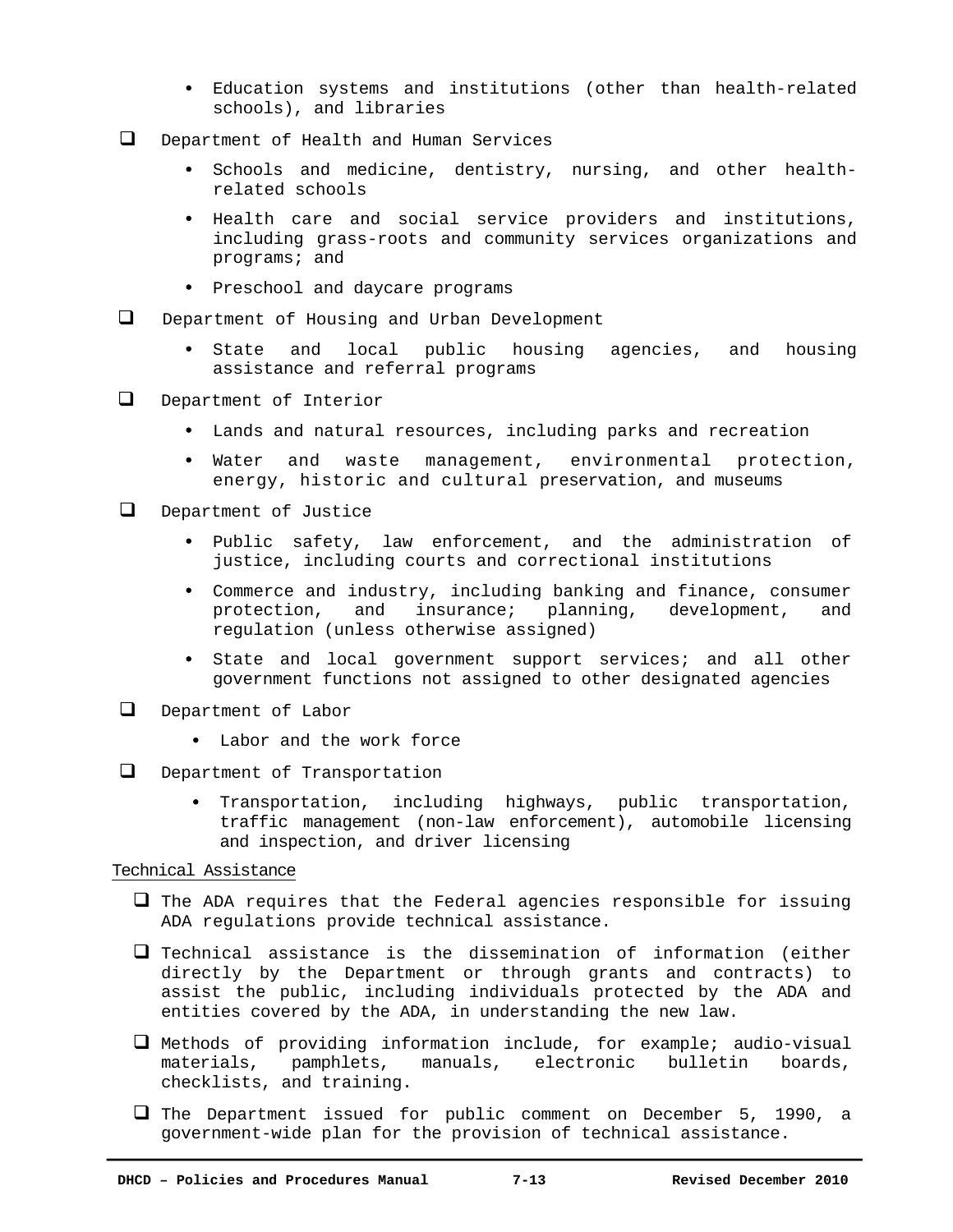- Education systems and institutions (other than health-related schools), and libraries

- Department of Health and Human Services
  - Schools and medicine, dentistry, nursing, and other health-related schools
  - Health care and social service providers and institutions, including grass-roots and community services organizations and programs; and
  - Preschool and daycare programs

- Department of Housing and Urban Development
  - State and local public housing agencies, and housing assistance and referral programs

- Department of Interior
  - Lands and natural resources, including parks and recreation
  - Water and waste management, environmental protection, energy, historic and cultural preservation, and museums

- Department of Justice
  - Public safety, law enforcement, and the administration of justice, including courts and correctional institutions
  - Commerce and industry, including banking and finance, consumer protection, and insurance; planning, development, and regulation (unless otherwise assigned)
  - State and local government support services; and all other government functions not assigned to other designated agencies

- Department of Labor
  - Labor and the work force

- Department of Transportation
  - Transportation, including highways, public transportation, traffic management (non-law enforcement), automobile licensing and inspection, and driver licensing

Technical Assistance

- The ADA requires that the Federal agencies responsible for issuing ADA regulations provide technical assistance.
- Technical assistance is the dissemination of information (either directly by the Department or through grants and contracts) to assist the public, including individuals protected by the ADA and entities covered by the ADA, in understanding the new law.
- Methods of providing information include, for example; audio-visual materials, pamphlets, manuals, electronic bulletin boards, checklists, and training.
- The Department issued for public comment on December 5, 1990, a government-wide plan for the provision of technical assistance.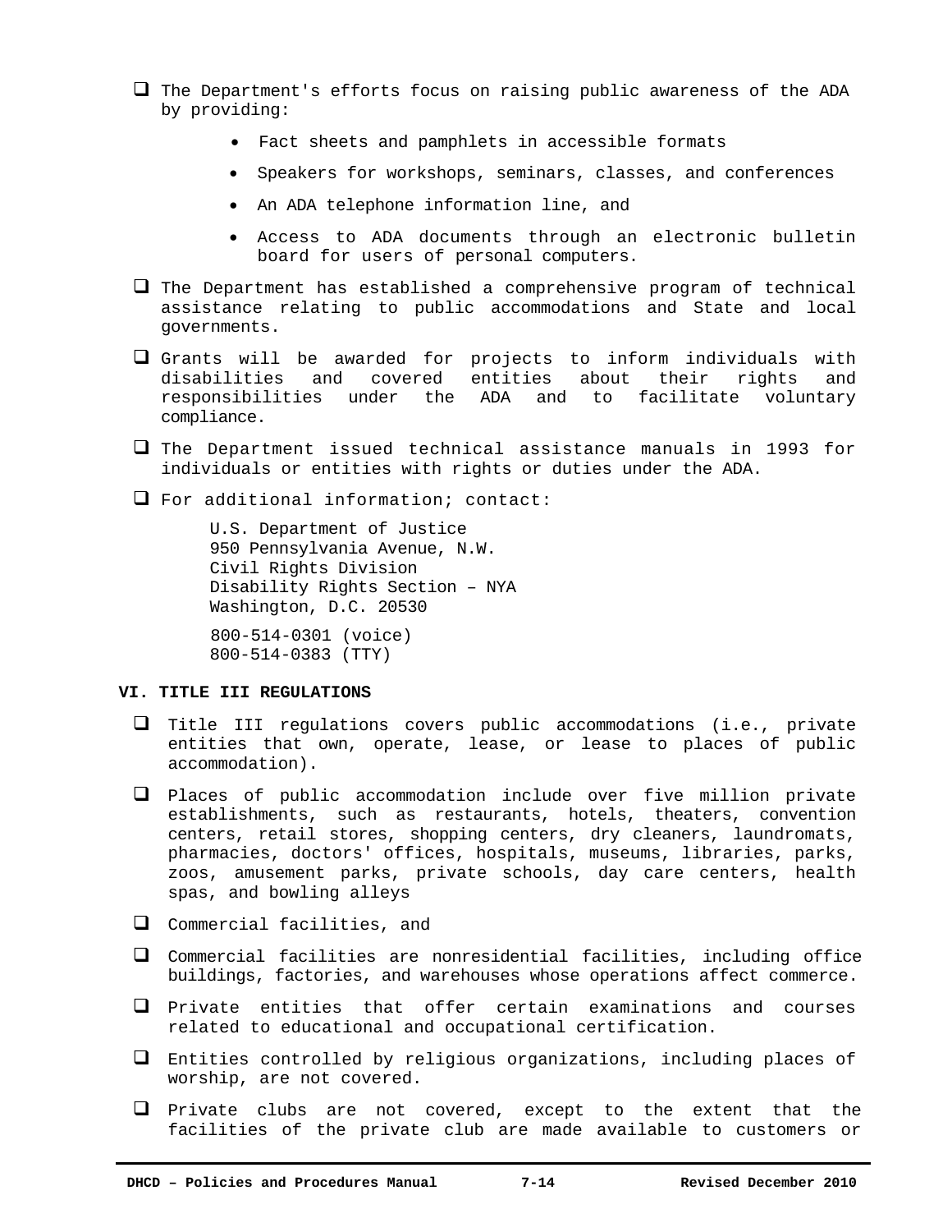- The Department's efforts focus on raising public awareness of the ADA by providing:
    - Fact sheets and pamphlets in accessible formats
    - Speakers for workshops, seminars, classes, and conferences
    - An ADA telephone information line, and
    - Access to ADA documents through an electronic bulletin board for users of personal computers.
- The Department has established a comprehensive program of technical assistance relating to public accommodations and State and local governments.
- Grants will be awarded for projects to inform individuals with disabilities and covered entities about their rights and responsibilities under the ADA and to facilitate voluntary compliance.
- The Department issued technical assistance manuals in 1993 for individuals or entities with rights or duties under the ADA.
- For additional information; contact:

    U.S. Department of Justice
    950 Pennsylvania Avenue, N.W.
    Civil Rights Division
    Disability Rights Section – NYA
    Washington, D.C. 20530

    800-514-0301 (voice)
    800-514-0383 (TTY)

**VI. TITLE III REGULATIONS**

- Title III regulations covers public accommodations (i.e., private entities that own, operate, lease, or lease to places of public accommodation).
- Places of public accommodation include over five million private establishments, such as restaurants, hotels, theaters, convention centers, retail stores, shopping centers, dry cleaners, laundromats, pharmacies, doctors' offices, hospitals, museums, libraries, parks, zoos, amusement parks, private schools, day care centers, health spas, and bowling alleys
- Commercial facilities, and
- Commercial facilities are nonresidential facilities, including office buildings, factories, and warehouses whose operations affect commerce.
- Private entities that offer certain examinations and courses related to educational and occupational certification.
- Entities controlled by religious organizations, including places of worship, are not covered.
- Private clubs are not covered, except to the extent that the facilities of the private club are made available to customers or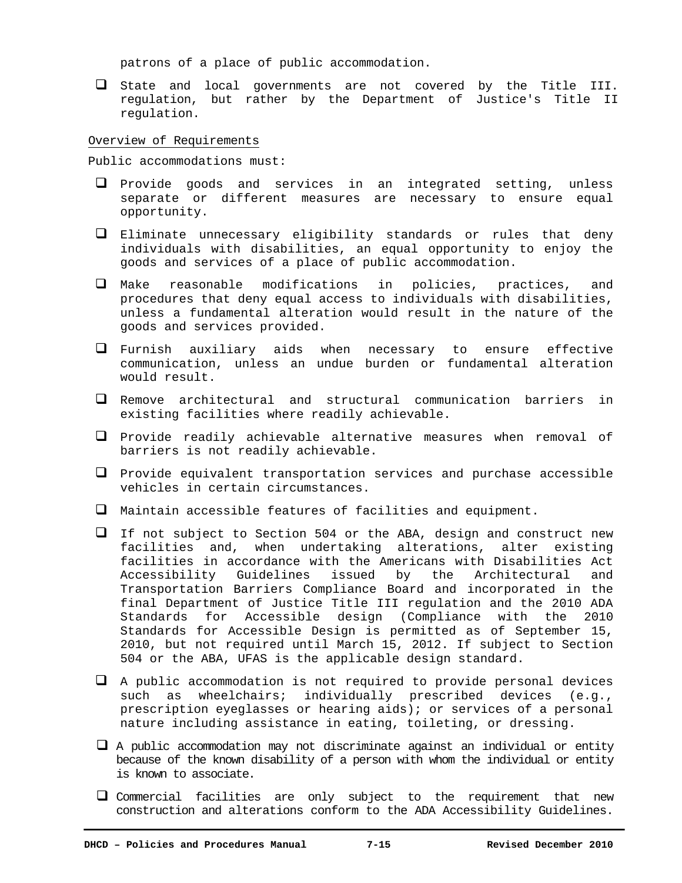patrons of a place of public accommodation.

- State and local governments are not covered by the Title III. regulation, but rather by the Department of Justice's Title II regulation.

Overview of Requirements

Public accommodations must:

- Provide goods and services in an integrated setting, unless separate or different measures are necessary to ensure equal opportunity.
- Eliminate unnecessary eligibility standards or rules that deny individuals with disabilities, an equal opportunity to enjoy the goods and services of a place of public accommodation.
- Make reasonable modifications in policies, practices, and procedures that deny equal access to individuals with disabilities, unless a fundamental alteration would result in the nature of the goods and services provided.
- Furnish auxiliary aids when necessary to ensure effective communication, unless an undue burden or fundamental alteration would result.
- Remove architectural and structural communication barriers in existing facilities where readily achievable.
- Provide readily achievable alternative measures when removal of barriers is not readily achievable.
- Provide equivalent transportation services and purchase accessible vehicles in certain circumstances.
- Maintain accessible features of facilities and equipment.
- If not subject to Section 504 or the ABA, design and construct new facilities and, when undertaking alterations, alter existing facilities in accordance with the Americans with Disabilities Act Accessibility Guidelines issued by the Architectural and Transportation Barriers Compliance Board and incorporated in the final Department of Justice Title III regulation and the 2010 ADA Standards for Accessible design (Compliance with the 2010 Standards for Accessible Design is permitted as of September 15, 2010, but not required until March 15, 2012. If subject to Section 504 or the ABA, UFAS is the applicable design standard.
- A public accommodation is not required to provide personal devices such as wheelchairs; individually prescribed devices (e.g., prescription eyeglasses or hearing aids); or services of a personal nature including assistance in eating, toileting, or dressing.
- A public accommodation may not discriminate against an individual or entity because of the known disability of a person with whom the individual or entity is known to associate.
- Commercial facilities are only subject to the requirement that new construction and alterations conform to the ADA Accessibility Guidelines.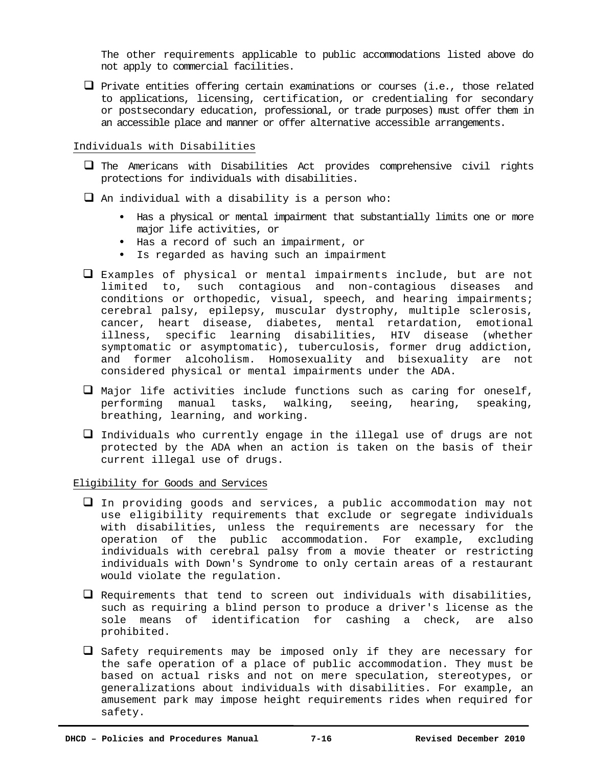The other requirements applicable to public accommodations listed above do not apply to commercial facilities.

- Private entities offering certain examinations or courses (i.e., those related to applications, licensing, certification, or credentialing for secondary or postsecondary education, professional, or trade purposes) must offer them in an accessible place and manner or offer alternative accessible arrangements.

Individuals with Disabilities

- The Americans with Disabilities Act provides comprehensive civil rights protections for individuals with disabilities.
- An individual with a disability is a person who:
  - Has a physical or mental impairment that substantially limits one or more major life activities, or
  - Has a record of such an impairment, or
  - Is regarded as having such an impairment
- Examples of physical or mental impairments include, but are not limited to, such contagious and non-contagious diseases and conditions or orthopedic, visual, speech, and hearing impairments; cerebral palsy, epilepsy, muscular dystrophy, multiple sclerosis, cancer, heart disease, diabetes, mental retardation, emotional illness, specific learning disabilities, HIV disease (whether symptomatic or asymptomatic), tuberculosis, former drug addiction, and former alcoholism. Homosexuality and bisexuality are not considered physical or mental impairments under the ADA.
- Major life activities include functions such as caring for oneself, performing manual tasks, walking, seeing, hearing, speaking, breathing, learning, and working.
- Individuals who currently engage in the illegal use of drugs are not protected by the ADA when an action is taken on the basis of their current illegal use of drugs.

Eligibility for Goods and Services

- In providing goods and services, a public accommodation may not use eligibility requirements that exclude or segregate individuals with disabilities, unless the requirements are necessary for the operation of the public accommodation. For example, excluding individuals with cerebral palsy from a movie theater or restricting individuals with Down's Syndrome to only certain areas of a restaurant would violate the regulation.
- Requirements that tend to screen out individuals with disabilities, such as requiring a blind person to produce a driver's license as the sole means of identification for cashing a check, are also prohibited.
- Safety requirements may be imposed only if they are necessary for the safe operation of a place of public accommodation. They must be based on actual risks and not on mere speculation, stereotypes, or generalizations about individuals with disabilities. For example, an amusement park may impose height requirements rides when required for safety.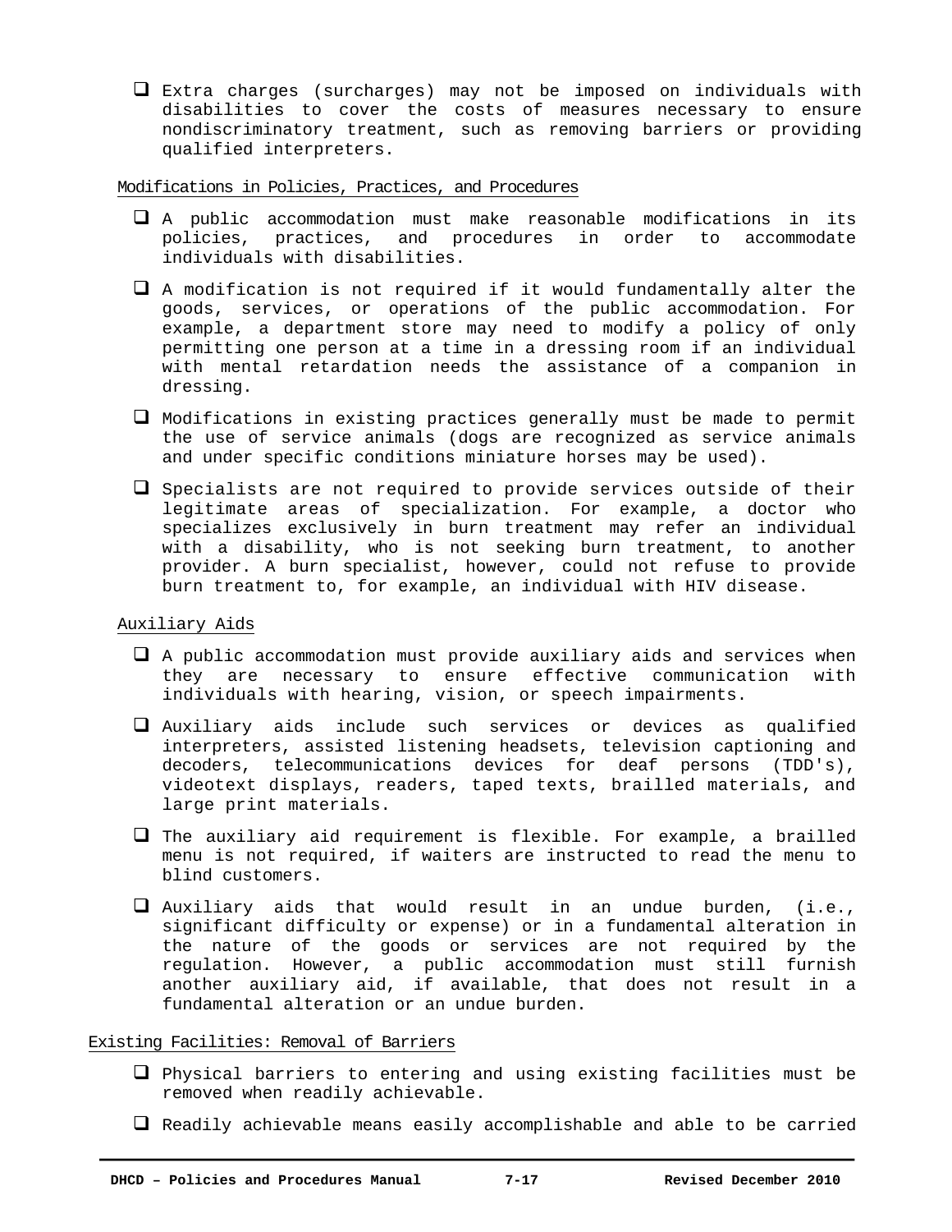- Extra charges (surcharges) may not be imposed on individuals with disabilities to cover the costs of measures necessary to ensure nondiscriminatory treatment, such as removing barriers or providing qualified interpreters.

Modifications in Policies, Practices, and Procedures

- A public accommodation must make reasonable modifications in its policies, practices, and procedures in order to accommodate individuals with disabilities.
- A modification is not required if it would fundamentally alter the goods, services, or operations of the public accommodation. For example, a department store may need to modify a policy of only permitting one person at a time in a dressing room if an individual with mental retardation needs the assistance of a companion in dressing.
- Modifications in existing practices generally must be made to permit the use of service animals (dogs are recognized as service animals and under specific conditions miniature horses may be used).
- Specialists are not required to provide services outside of their legitimate areas of specialization. For example, a doctor who specializes exclusively in burn treatment may refer an individual with a disability, who is not seeking burn treatment, to another provider. A burn specialist, however, could not refuse to provide burn treatment to, for example, an individual with HIV disease.

Auxiliary Aids

- A public accommodation must provide auxiliary aids and services when they are necessary to ensure effective communication with individuals with hearing, vision, or speech impairments.
- Auxiliary aids include such services or devices as qualified interpreters, assisted listening headsets, television captioning and decoders, telecommunications devices for deaf persons (TDD's), videotext displays, readers, taped texts, brailled materials, and large print materials.
- The auxiliary aid requirement is flexible. For example, a brailled menu is not required, if waiters are instructed to read the menu to blind customers.
- Auxiliary aids that would result in an undue burden, (i.e., significant difficulty or expense) or in a fundamental alteration in the nature of the goods or services are not required by the regulation. However, a public accommodation must still furnish another auxiliary aid, if available, that does not result in a fundamental alteration or an undue burden.

Existing Facilities: Removal of Barriers

- Physical barriers to entering and using existing facilities must be removed when readily achievable.
- Readily achievable means easily accomplishable and able to be carried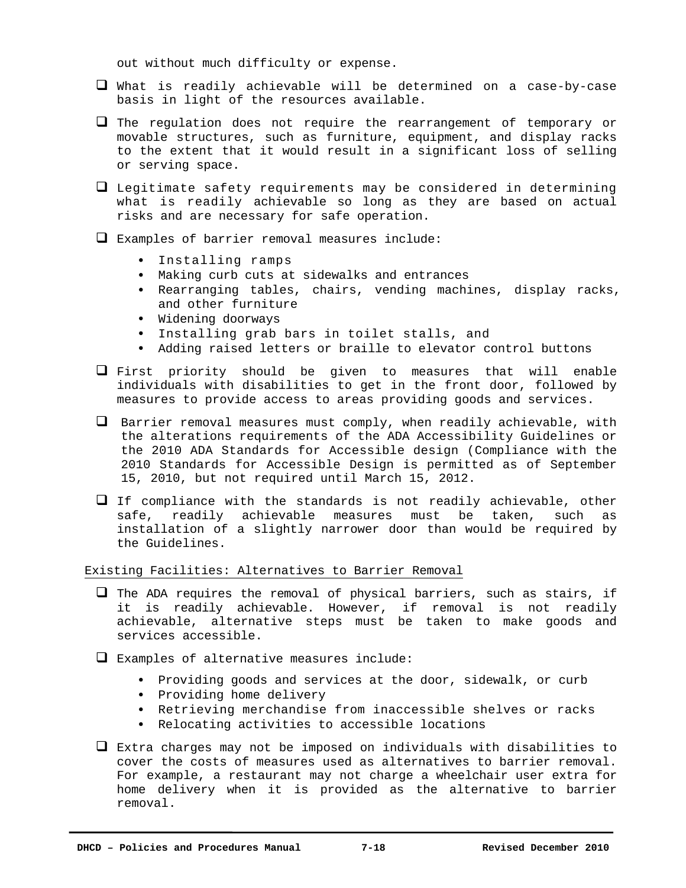out without much difficulty or expense.

- What is readily achievable will be determined on a case-by-case basis in light of the resources available.
- The regulation does not require the rearrangement of temporary or movable structures, such as furniture, equipment, and display racks to the extent that it would result in a significant loss of selling or serving space.
- Legitimate safety requirements may be considered in determining what is readily achievable so long as they are based on actual risks and are necessary for safe operation.
- Examples of barrier removal measures include:
  - Installing ramps
  - Making curb cuts at sidewalks and entrances
  - Rearranging tables, chairs, vending machines, display racks, and other furniture
  - Widening doorways
  - Installing grab bars in toilet stalls, and
  - Adding raised letters or braille to elevator control buttons
- First priority should be given to measures that will enable individuals with disabilities to get in the front door, followed by measures to provide access to areas providing goods and services.
- Barrier removal measures must comply, when readily achievable, with the alterations requirements of the ADA Accessibility Guidelines or the 2010 ADA Standards for Accessible design (Compliance with the 2010 Standards for Accessible Design is permitted as of September 15, 2010, but not required until March 15, 2012.
- If compliance with the standards is not readily achievable, other safe, readily achievable measures must be taken, such as installation of a slightly narrower door than would be required by the Guidelines.

<u>Existing Facilities: Alternatives to Barrier Removal</u>

- The ADA requires the removal of physical barriers, such as stairs, if it is readily achievable. However, if removal is not readily achievable, alternative steps must be taken to make goods and services accessible.
- Examples of alternative measures include:
  - Providing goods and services at the door, sidewalk, or curb
  - Providing home delivery
  - Retrieving merchandise from inaccessible shelves or racks
  - Relocating activities to accessible locations
- Extra charges may not be imposed on individuals with disabilities to cover the costs of measures used as alternatives to barrier removal. For example, a restaurant may not charge a wheelchair user extra for home delivery when it is provided as the alternative to barrier removal.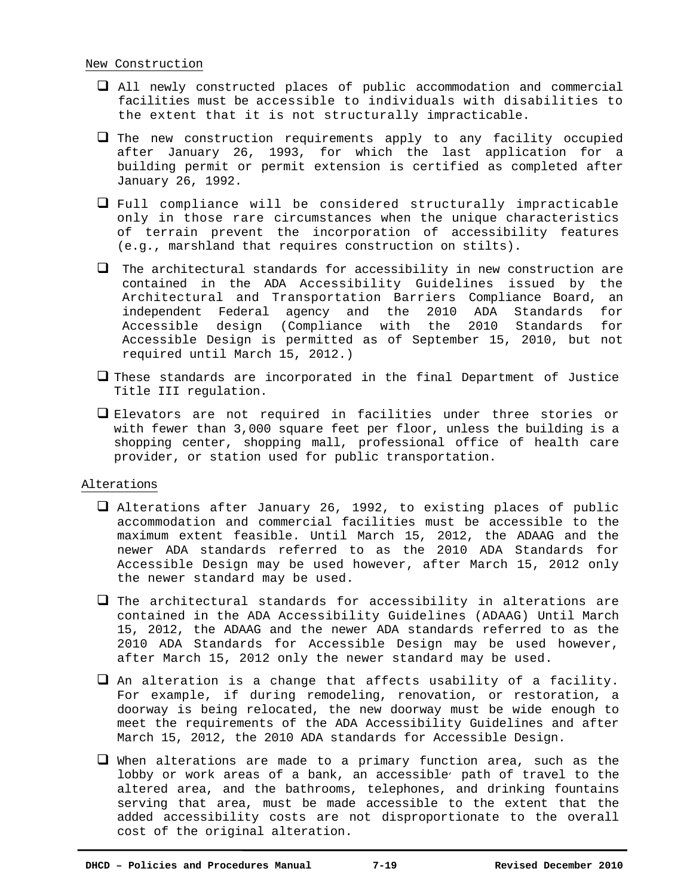New Construction

- All newly constructed places of public accommodation and commercial facilities must be accessible to individuals with disabilities to the extent that it is not structurally impracticable.
- The new construction requirements apply to any facility occupied after January 26, 1993, for which the last application for a building permit or permit extension is certified as completed after January 26, 1992.
- Full compliance will be considered structurally impracticable only in those rare circumstances when the unique characteristics of terrain prevent the incorporation of accessibility features (e.g., marshland that requires construction on stilts).
- The architectural standards for accessibility in new construction are contained in the ADA Accessibility Guidelines issued by the Architectural and Transportation Barriers Compliance Board, an independent Federal agency and the 2010 ADA Standards for Accessible design (Compliance with the 2010 Standards for Accessible Design is permitted as of September 15, 2010, but not required until March 15, 2012.)
- These standards are incorporated in the final Department of Justice Title III regulation.
- Elevators are not required in facilities under three stories or with fewer than 3,000 square feet per floor, unless the building is a shopping center, shopping mall, professional office of health care provider, or station used for public transportation.

Alterations

- Alterations after January 26, 1992, to existing places of public accommodation and commercial facilities must be accessible to the maximum extent feasible. Until March 15, 2012, the ADAAG and the newer ADA standards referred to as the 2010 ADA Standards for Accessible Design may be used however, after March 15, 2012 only the newer standard may be used.
- The architectural standards for accessibility in alterations are contained in the ADA Accessibility Guidelines (ADAAG) Until March 15, 2012, the ADAAG and the newer ADA standards referred to as the 2010 ADA Standards for Accessible Design may be used however, after March 15, 2012 only the newer standard may be used.
- An alteration is a change that affects usability of a facility. For example, if during remodeling, renovation, or restoration, a doorway is being relocated, the new doorway must be wide enough to meet the requirements of the ADA Accessibility Guidelines and after March 15, 2012, the 2010 ADA standards for Accessible Design.
- When alterations are made to a primary function area, such as the lobby or work areas of a bank, an accessible path of travel to the altered area, and the bathrooms, telephones, and drinking fountains serving that area, must be made accessible to the extent that the added accessibility costs are not disproportionate to the overall cost of the original alteration.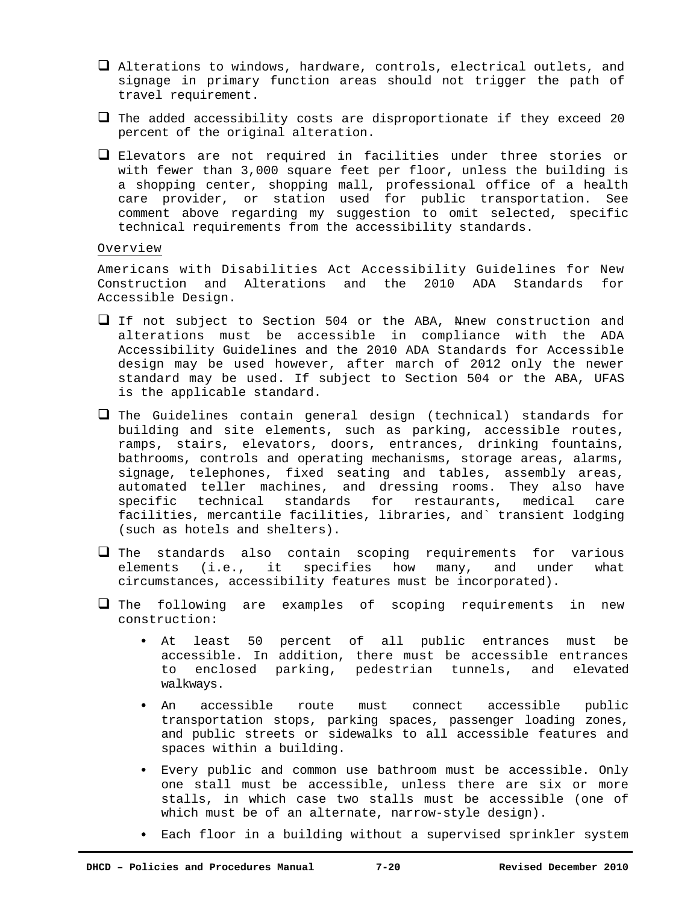- ❑ Alterations to windows, hardware, controls, electrical outlets, and signage in primary function areas should not trigger the path of travel requirement.
- ❑ The added accessibility costs are disproportionate if they exceed 20 percent of the original alteration.
- ❑ Elevators are not required in facilities under three stories or with fewer than 3,000 square feet per floor, unless the building is a shopping center, shopping mall, professional office of a health care provider, or station used for public transportation. See comment above regarding my suggestion to omit selected, specific technical requirements from the accessibility standards.

Overview

Americans with Disabilities Act Accessibility Guidelines for New Construction and Alterations and the 2010 ADA Standards for Accessible Design.

- ❑ If not subject to Section 504 or the ABA, ~~N~~new construction and alterations must be accessible in compliance with the ADA Accessibility Guidelines and the 2010 ADA Standards for Accessible design may be used however, after march of 2012 only the newer standard may be used. If subject to Section 504 or the ABA, UFAS is the applicable standard.
- ❑ The Guidelines contain general design (technical) standards for building and site elements, such as parking, accessible routes, ramps, stairs, elevators, doors, entrances, drinking fountains, bathrooms, controls and operating mechanisms, storage areas, alarms, signage, telephones, fixed seating and tables, assembly areas, automated teller machines, and dressing rooms. They also have specific technical standards for restaurants, medical care facilities, mercantile facilities, libraries, and` transient lodging (such as hotels and shelters).
- ❑ The standards also contain scoping requirements for various elements (i.e., it specifies how many, and under what circumstances, accessibility features must be incorporated).
- ❑ The following are examples of scoping requirements in new construction:
  - At least 50 percent of all public entrances must be accessible. In addition, there must be accessible entrances to enclosed parking, pedestrian tunnels, and elevated walkways.
  - An accessible route must connect accessible public transportation stops, parking spaces, passenger loading zones, and public streets or sidewalks to all accessible features and spaces within a building.
  - Every public and common use bathroom must be accessible. Only one stall must be accessible, unless there are six or more stalls, in which case two stalls must be accessible (one of which must be of an alternate, narrow-style design).
  - Each floor in a building without a supervised sprinkler system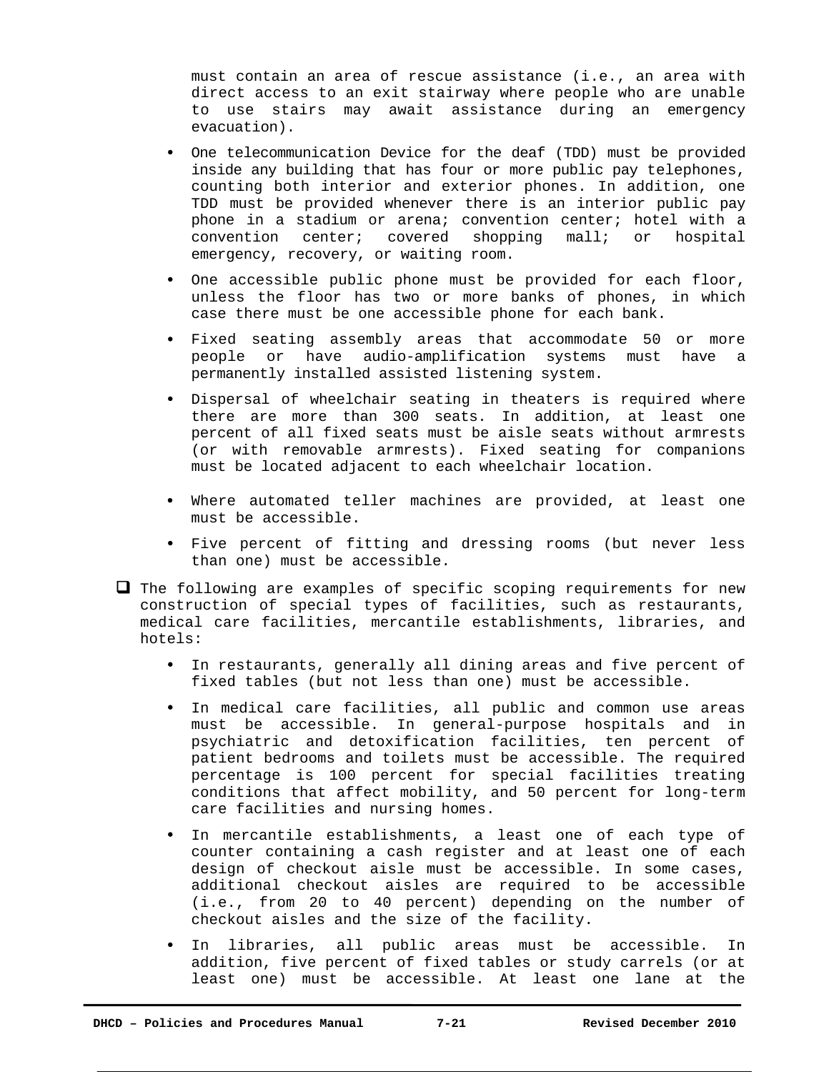must contain an area of rescue assistance (i.e., an area with direct access to an exit stairway where people who are unable to use stairs may await assistance during an emergency evacuation).

- One telecommunication Device for the deaf (TDD) must be provided inside any building that has four or more public pay telephones, counting both interior and exterior phones. In addition, one TDD must be provided whenever there is an interior public pay phone in a stadium or arena; convention center; hotel with a convention center; covered shopping mall; or hospital emergency, recovery, or waiting room.
- One accessible public phone must be provided for each floor, unless the floor has two or more banks of phones, in which case there must be one accessible phone for each bank.
- Fixed seating assembly areas that accommodate 50 or more people or have audio-amplification systems must have a permanently installed assisted listening system.
- Dispersal of wheelchair seating in theaters is required where there are more than 300 seats. In addition, at least one percent of all fixed seats must be aisle seats without armrests (or with removable armrests). Fixed seating for companions must be located adjacent to each wheelchair location.
- Where automated teller machines are provided, at least one must be accessible.
- Five percent of fitting and dressing rooms (but never less than one) must be accessible.

- [ ] The following are examples of specific scoping requirements for new construction of special types of facilities, such as restaurants, medical care facilities, mercantile establishments, libraries, and hotels:

  - In restaurants, generally all dining areas and five percent of fixed tables (but not less than one) must be accessible.
  - In medical care facilities, all public and common use areas must be accessible. In general-purpose hospitals and in psychiatric and detoxification facilities, ten percent of patient bedrooms and toilets must be accessible. The required percentage is 100 percent for special facilities treating conditions that affect mobility, and 50 percent for long-term care facilities and nursing homes.
  - In mercantile establishments, a least one of each type of counter containing a cash register and at least one of each design of checkout aisle must be accessible. In some cases, additional checkout aisles are required to be accessible (i.e., from 20 to 40 percent) depending on the number of checkout aisles and the size of the facility.
  - In libraries, all public areas must be accessible. In addition, five percent of fixed tables or study carrels (or at least one) must be accessible. At least one lane at the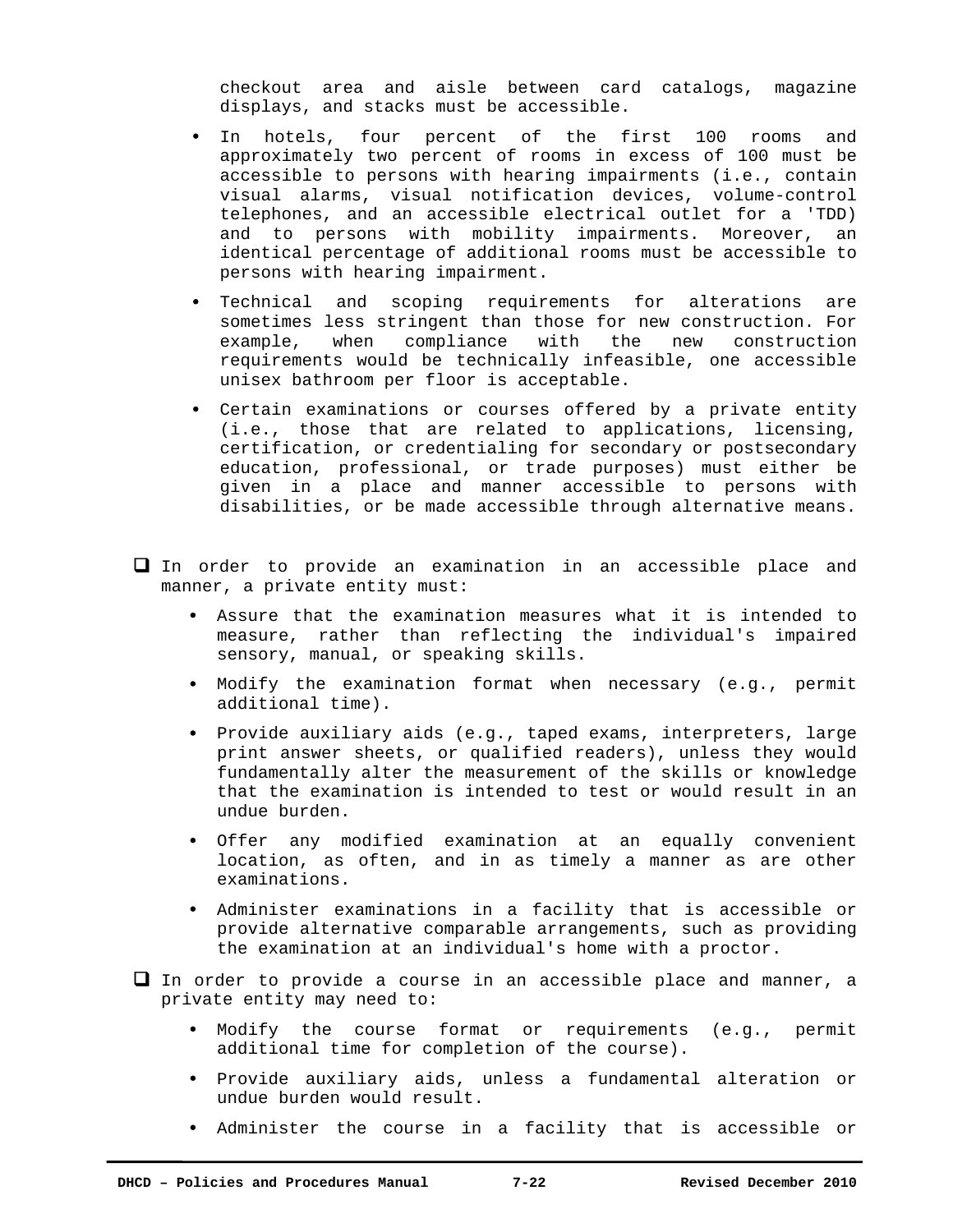checkout area and aisle between card catalogs, magazine displays, and stacks must be accessible.

- In hotels, four percent of the first 100 rooms and approximately two percent of rooms in excess of 100 must be accessible to persons with hearing impairments (i.e., contain visual alarms, visual notification devices, volume-control telephones, and an accessible electrical outlet for a 'TDD) and to persons with mobility impairments. Moreover, an identical percentage of additional rooms must be accessible to persons with hearing impairment.
- Technical and scoping requirements for alterations are sometimes less stringent than those for new construction. For example, when compliance with the new construction requirements would be technically infeasible, one accessible unisex bathroom per floor is acceptable.
- Certain examinations or courses offered by a private entity (i.e., those that are related to applications, licensing, certification, or credentialing for secondary or postsecondary education, professional, or trade purposes) must either be given in a place and manner accessible to persons with disabilities, or be made accessible through alternative means.

- [ ] In order to provide an examination in an accessible place and manner, a private entity must:
  - Assure that the examination measures what it is intended to measure, rather than reflecting the individual's impaired sensory, manual, or speaking skills.
  - Modify the examination format when necessary (e.g., permit additional time).
  - Provide auxiliary aids (e.g., taped exams, interpreters, large print answer sheets, or qualified readers), unless they would fundamentally alter the measurement of the skills or knowledge that the examination is intended to test or would result in an undue burden.
  - Offer any modified examination at an equally convenient location, as often, and in as timely a manner as are other examinations.
  - Administer examinations in a facility that is accessible or provide alternative comparable arrangements, such as providing the examination at an individual's home with a proctor.

- [ ] In order to provide a course in an accessible place and manner, a private entity may need to:
  - Modify the course format or requirements (e.g., permit additional time for completion of the course).
  - Provide auxiliary aids, unless a fundamental alteration or undue burden would result.
  - Administer the course in a facility that is accessible or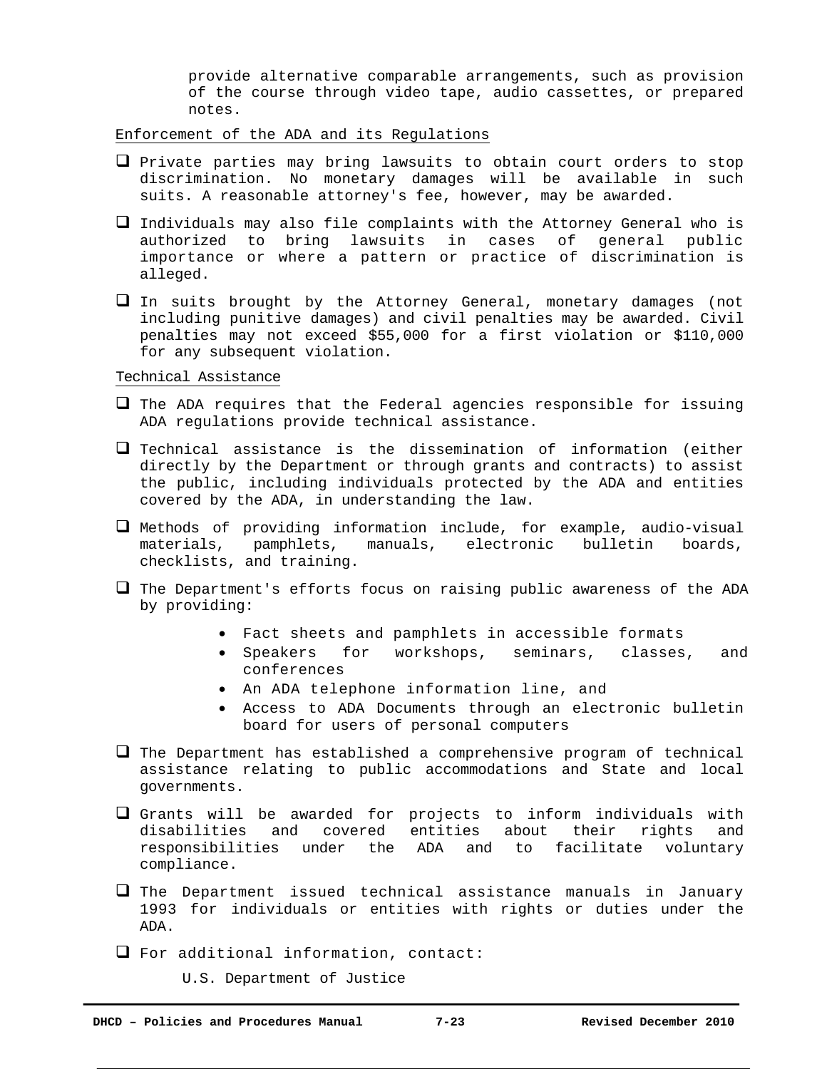provide alternative comparable arrangements, such as provision of the course through video tape, audio cassettes, or prepared notes.

Enforcement of the ADA and its Regulations

- ❑ Private parties may bring lawsuits to obtain court orders to stop discrimination. No monetary damages will be available in such suits. A reasonable attorney's fee, however, may be awarded.
- ❑ Individuals may also file complaints with the Attorney General who is authorized to bring lawsuits in cases of general public importance or where a pattern or practice of discrimination is alleged.
- ❑ In suits brought by the Attorney General, monetary damages (not including punitive damages) and civil penalties may be awarded. Civil penalties may not exceed $55,000 for a first violation or $110,000 for any subsequent violation.

Technical Assistance

- ❑ The ADA requires that the Federal agencies responsible for issuing ADA regulations provide technical assistance.
- ❑ Technical assistance is the dissemination of information (either directly by the Department or through grants and contracts) to assist the public, including individuals protected by the ADA and entities covered by the ADA, in understanding the law.
- ❑ Methods of providing information include, for example, audio-visual materials, pamphlets, manuals, electronic bulletin boards, checklists, and training.
- ❑ The Department's efforts focus on raising public awareness of the ADA by providing:
  - Fact sheets and pamphlets in accessible formats
  - Speakers for workshops, seminars, classes, and conferences
  - An ADA telephone information line, and
  - Access to ADA Documents through an electronic bulletin board for users of personal computers
- ❑ The Department has established a comprehensive program of technical assistance relating to public accommodations and State and local governments.
- ❑ Grants will be awarded for projects to inform individuals with disabilities and covered entities about their rights and responsibilities under the ADA and to facilitate voluntary compliance.
- ❑ The Department issued technical assistance manuals in January 1993 for individuals or entities with rights or duties under the ADA.
- ❑ For additional information, contact:

  U.S. Department of Justice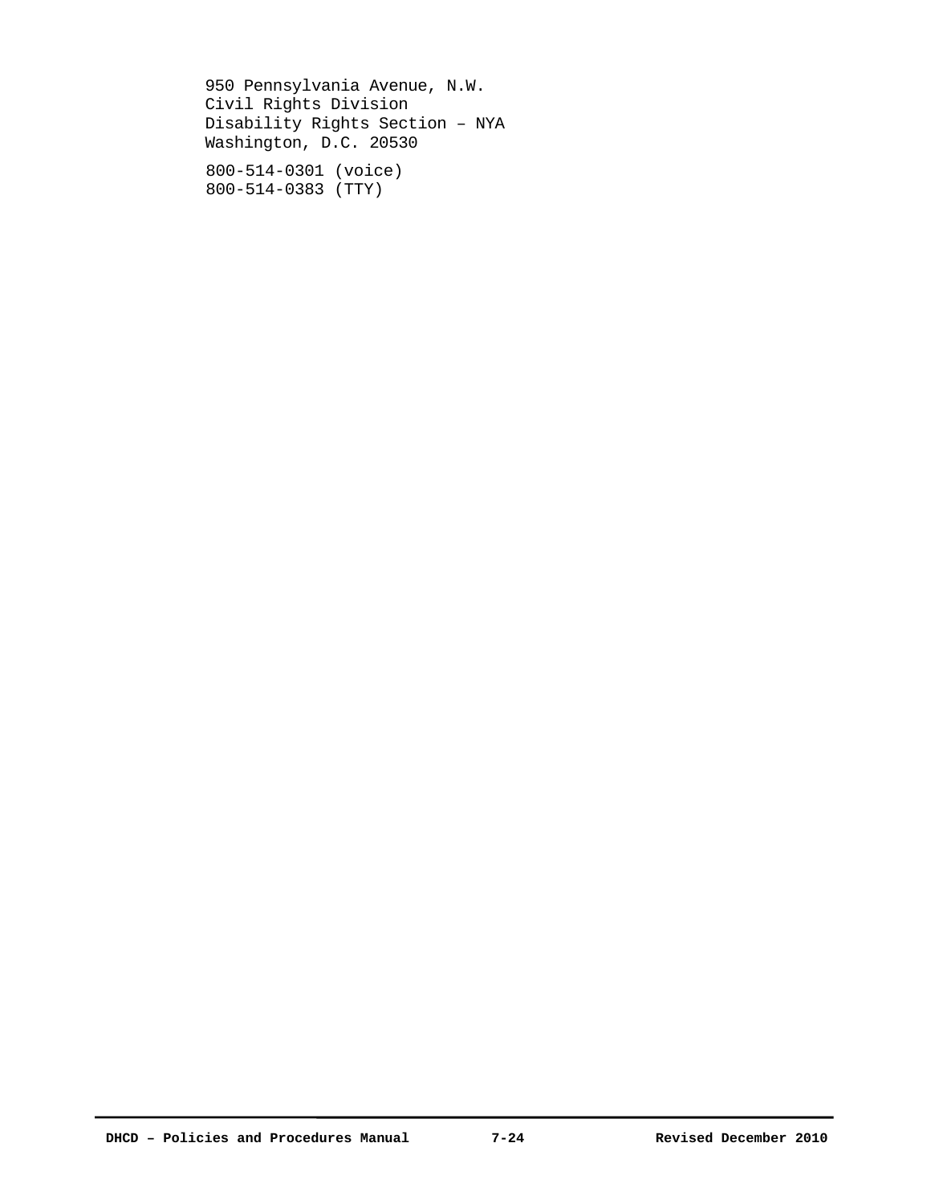950 Pennsylvania Avenue, N.W.
Civil Rights Division
Disability Rights Section – NYA
Washington, D.C. 20530

800-514-0301 (voice)
800-514-0383 (TTY)